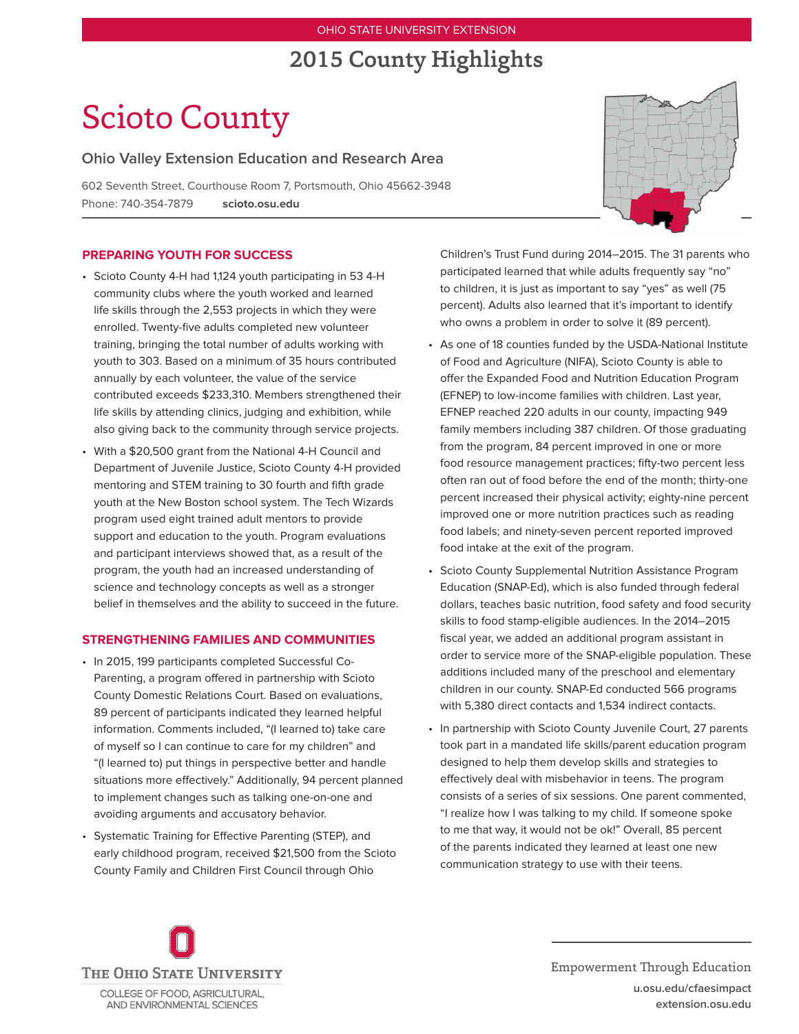OHIO STATE UNIVERSITY EXTENSION

# 2015 County Highlights

# Scioto County

## Ohio Valley Extension Education and Research Area

602 Seventh Street, Courthouse Room 7, Portsmouth, Ohio 45662-3948
Phone: 740-354-7879 **scioto.osu.edu**

### PREPARING YOUTH FOR SUCCESS

- Scioto County 4-H had 1,124 youth participating in 53 4-H community clubs where the youth worked and learned life skills through the 2,553 projects in which they were enrolled. Twenty-five adults completed new volunteer training, bringing the total number of adults working with youth to 303. Based on a minimum of 35 hours contributed annually by each volunteer, the value of the service contributed exceeds $233,310. Members strengthened their life skills by attending clinics, judging and exhibition, while also giving back to the community through service projects.
- With a $20,500 grant from the National 4-H Council and Department of Juvenile Justice, Scioto County 4-H provided mentoring and STEM training to 30 fourth and fifth grade youth at the New Boston school system. The Tech Wizards program used eight trained adult mentors to provide support and education to the youth. Program evaluations and participant interviews showed that, as a result of the program, the youth had an increased understanding of science and technology concepts as well as a stronger belief in themselves and the ability to succeed in the future.

### STRENGTHENING FAMILIES AND COMMUNITIES

- In 2015, 199 participants completed Successful Co-Parenting, a program offered in partnership with Scioto County Domestic Relations Court. Based on evaluations, 89 percent of participants indicated they learned helpful information. Comments included, "(I learned to) take care of myself so I can continue to care for my children" and "(I learned to) put things in perspective better and handle situations more effectively." Additionally, 94 percent planned to implement changes such as talking one-on-one and avoiding arguments and accusatory behavior.
- Systematic Training for Effective Parenting (STEP), and early childhood program, received $21,500 from the Scioto County Family and Children First Council through Ohio Children's Trust Fund during 2014–2015. The 31 parents who participated learned that while adults frequently say "no" to children, it is just as important to say "yes" as well (75 percent). Adults also learned that it's important to identify who owns a problem in order to solve it (89 percent).
- As one of 18 counties funded by the USDA-National Institute of Food and Agriculture (NIFA), Scioto County is able to offer the Expanded Food and Nutrition Education Program (EFNEP) to low-income families with children. Last year, EFNEP reached 220 adults in our county, impacting 949 family members including 387 children. Of those graduating from the program, 84 percent improved in one or more food resource management practices; fifty-two percent less often ran out of food before the end of the month; thirty-one percent increased their physical activity; eighty-nine percent improved one or more nutrition practices such as reading food labels; and ninety-seven percent reported improved food intake at the exit of the program.
- Scioto County Supplemental Nutrition Assistance Program Education (SNAP-Ed), which is also funded through federal dollars, teaches basic nutrition, food safety and food security skills to food stamp-eligible audiences. In the 2014–2015 fiscal year, we added an additional program assistant in order to service more of the SNAP-eligible population. These additions included many of the preschool and elementary children in our county. SNAP-Ed conducted 566 programs with 5,380 direct contacts and 1,534 indirect contacts.
- In partnership with Scioto County Juvenile Court, 27 parents took part in a mandated life skills/parent education program designed to help them develop skills and strategies to effectively deal with misbehavior in teens. The program consists of a series of six sessions. One parent commented, "I realize how I was talking to my child. If someone spoke to me that way, it would not be ok!" Overall, 85 percent of the parents indicated they learned at least one new communication strategy to use with their teens.

THE OHIO STATE UNIVERSITY
COLLEGE OF FOOD, AGRICULTURAL, AND ENVIRONMENTAL SCIENCES

Empowerment Through Education
u.osu.edu/cfaesimpact
extension.osu.edu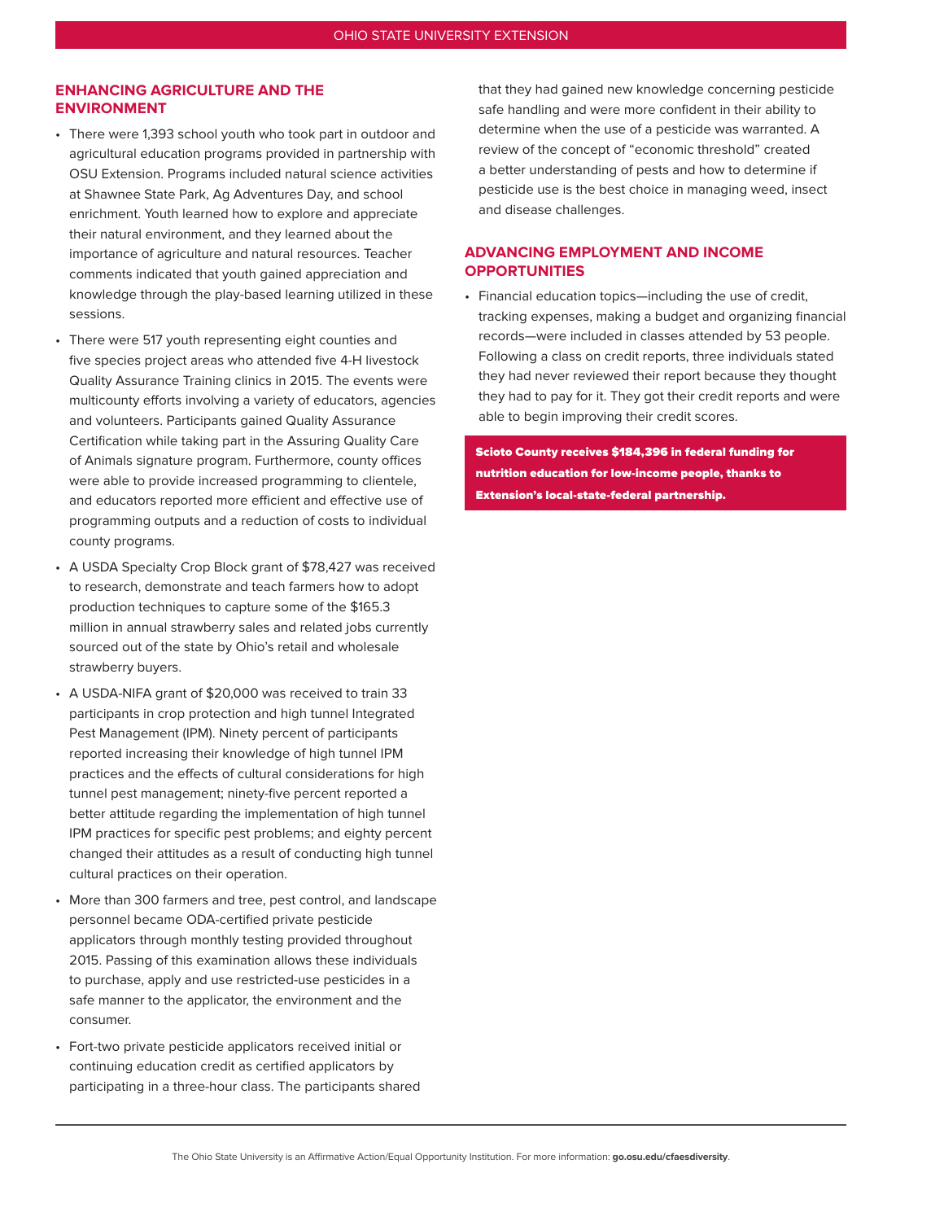## ENHANCING AGRICULTURE AND THE ENVIRONMENT

- There were 1,393 school youth who took part in outdoor and agricultural education programs provided in partnership with OSU Extension. Programs included natural science activities at Shawnee State Park, Ag Adventures Day, and school enrichment. Youth learned how to explore and appreciate their natural environment, and they learned about the importance of agriculture and natural resources. Teacher comments indicated that youth gained appreciation and knowledge through the play-based learning utilized in these sessions.
- There were 517 youth representing eight counties and five species project areas who attended five 4-H livestock Quality Assurance Training clinics in 2015. The events were multicounty efforts involving a variety of educators, agencies and volunteers. Participants gained Quality Assurance Certification while taking part in the Assuring Quality Care of Animals signature program. Furthermore, county offices were able to provide increased programming to clientele, and educators reported more efficient and effective use of programming outputs and a reduction of costs to individual county programs.
- A USDA Specialty Crop Block grant of $78,427 was received to research, demonstrate and teach farmers how to adopt production techniques to capture some of the $165.3 million in annual strawberry sales and related jobs currently sourced out of the state by Ohio's retail and wholesale strawberry buyers.
- A USDA-NIFA grant of $20,000 was received to train 33 participants in crop protection and high tunnel Integrated Pest Management (IPM). Ninety percent of participants reported increasing their knowledge of high tunnel IPM practices and the effects of cultural considerations for high tunnel pest management; ninety-five percent reported a better attitude regarding the implementation of high tunnel IPM practices for specific pest problems; and eighty percent changed their attitudes as a result of conducting high tunnel cultural practices on their operation.
- More than 300 farmers and tree, pest control, and landscape personnel became ODA-certified private pesticide applicators through monthly testing provided throughout 2015. Passing of this examination allows these individuals to purchase, apply and use restricted-use pesticides in a safe manner to the applicator, the environment and the consumer.
- Fort-two private pesticide applicators received initial or continuing education credit as certified applicators by participating in a three-hour class. The participants shared that they had gained new knowledge concerning pesticide safe handling and were more confident in their ability to determine when the use of a pesticide was warranted. A review of the concept of "economic threshold" created a better understanding of pests and how to determine if pesticide use is the best choice in managing weed, insect and disease challenges.

## ADVANCING EMPLOYMENT AND INCOME OPPORTUNITIES

- Financial education topics—including the use of credit, tracking expenses, making a budget and organizing financial records—were included in classes attended by 53 people. Following a class on credit reports, three individuals stated they had never reviewed their report because they thought they had to pay for it. They got their credit reports and were able to begin improving their credit scores.

**Scioto County receives $184,396 in federal funding for nutrition education for low-income people, thanks to Extension's local-state-federal partnership.**

The Ohio State University is an Affirmative Action/Equal Opportunity Institution. For more information: **go.osu.edu/cfaesdiversity**.